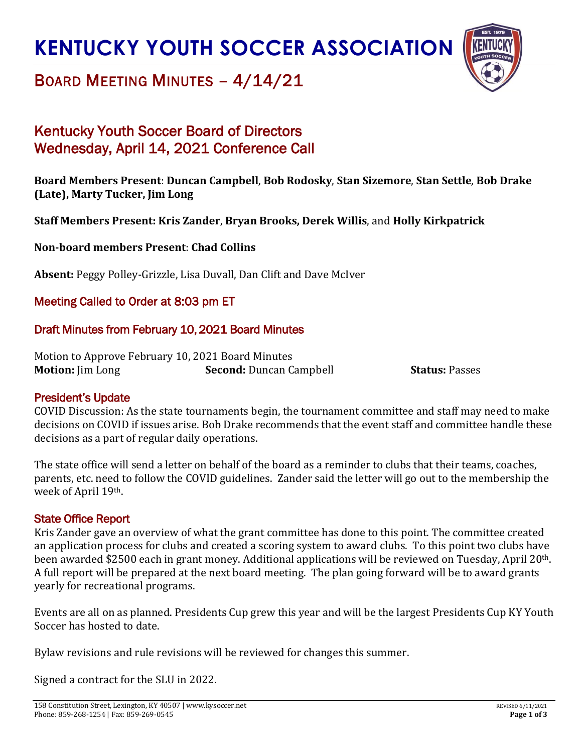# KENTUCKY YOUTH SOCCER ASSOCIATION

## BOARD MEETING MINUTES – 4/14/21

## Kentucky Youth Soccer Board of Directors
## Wednesday, April 14, 2021 Conference Call

**Board Members Present**: **Duncan Campbell**, **Bob Rodosky**, **Stan Sizemore**, **Stan Settle**, **Bob Drake (Late), Marty Tucker, Jim Long**

**Staff Members Present: Kris Zander**, **Bryan Brooks, Derek Willis**, and **Holly Kirkpatrick**

**Non-board members Present**: **Chad Collins**

**Absent:** Peggy Polley-Grizzle, Lisa Duvall, Dan Clift and Dave McIver

### Meeting Called to Order at 8:03 pm ET

### Draft Minutes from February 10, 2021 Board Minutes

Motion to Approve February 10, 2021 Board Minutes
**Motion:** Jim Long **Second:** Duncan Campbell **Status:** Passes

### President's Update

COVID Discussion: As the state tournaments begin, the tournament committee and staff may need to make decisions on COVID if issues arise. Bob Drake recommends that the event staff and committee handle these decisions as a part of regular daily operations.

The state office will send a letter on behalf of the board as a reminder to clubs that their teams, coaches, parents, etc. need to follow the COVID guidelines. Zander said the letter will go out to the membership the week of April 19th.

### State Office Report

Kris Zander gave an overview of what the grant committee has done to this point. The committee created an application process for clubs and created a scoring system to award clubs. To this point two clubs have been awarded $2500 each in grant money. Additional applications will be reviewed on Tuesday, April 20th. A full report will be prepared at the next board meeting. The plan going forward will be to award grants yearly for recreational programs.

Events are all on as planned. Presidents Cup grew this year and will be the largest Presidents Cup KY Youth Soccer has hosted to date.

Bylaw revisions and rule revisions will be reviewed for changes this summer.

Signed a contract for the SLU in 2022.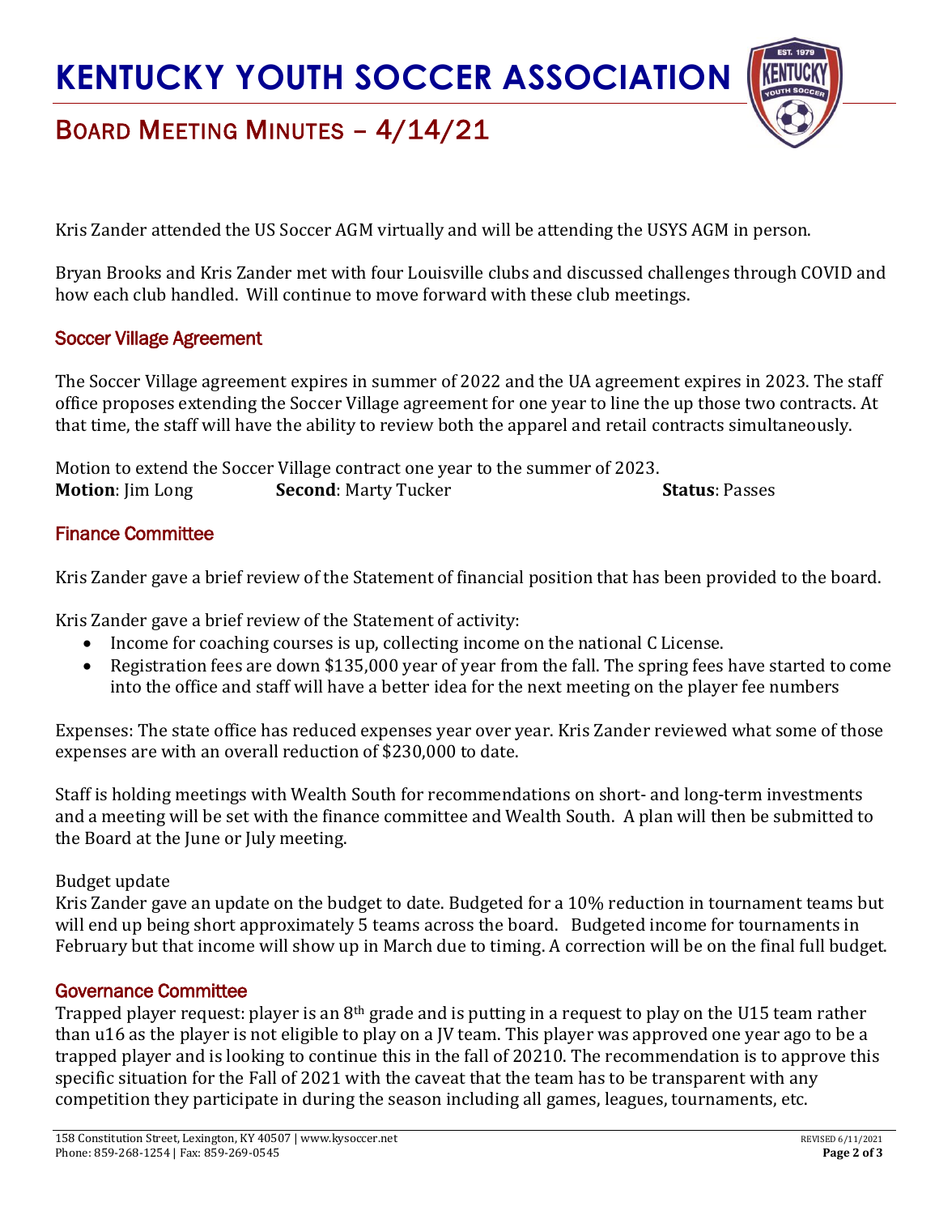Kris Zander attended the US Soccer AGM virtually and will be attending the USYS AGM in person.

Bryan Brooks and Kris Zander met with four Louisville clubs and discussed challenges through COVID and how each club handled. Will continue to move forward with these club meetings.

## Soccer Village Agreement

The Soccer Village agreement expires in summer of 2022 and the UA agreement expires in 2023. The staff office proposes extending the Soccer Village agreement for one year to line the up those two contracts. At that time, the staff will have the ability to review both the apparel and retail contracts simultaneously.

Motion to extend the Soccer Village contract one year to the summer of 2023.
**Motion**: Jim Long **Second**: Marty Tucker **Status**: Passes

## Finance Committee

Kris Zander gave a brief review of the Statement of financial position that has been provided to the board.

Kris Zander gave a brief review of the Statement of activity:

- Income for coaching courses is up, collecting income on the national C License.
- Registration fees are down $135,000 year of year from the fall. The spring fees have started to come into the office and staff will have a better idea for the next meeting on the player fee numbers

Expenses: The state office has reduced expenses year over year. Kris Zander reviewed what some of those expenses are with an overall reduction of $230,000 to date.

Staff is holding meetings with Wealth South for recommendations on short- and long-term investments and a meeting will be set with the finance committee and Wealth South. A plan will then be submitted to the Board at the June or July meeting.

Budget update
Kris Zander gave an update on the budget to date. Budgeted for a 10% reduction in tournament teams but will end up being short approximately 5 teams across the board. Budgeted income for tournaments in February but that income will show up in March due to timing. A correction will be on the final full budget.

## Governance Committee

Trapped player request: player is an 8th grade and is putting in a request to play on the U15 team rather than u16 as the player is not eligible to play on a JV team. This player was approved one year ago to be a trapped player and is looking to continue this in the fall of 20210. The recommendation is to approve this specific situation for the Fall of 2021 with the caveat that the team has to be transparent with any competition they participate in during the season including all games, leagues, tournaments, etc.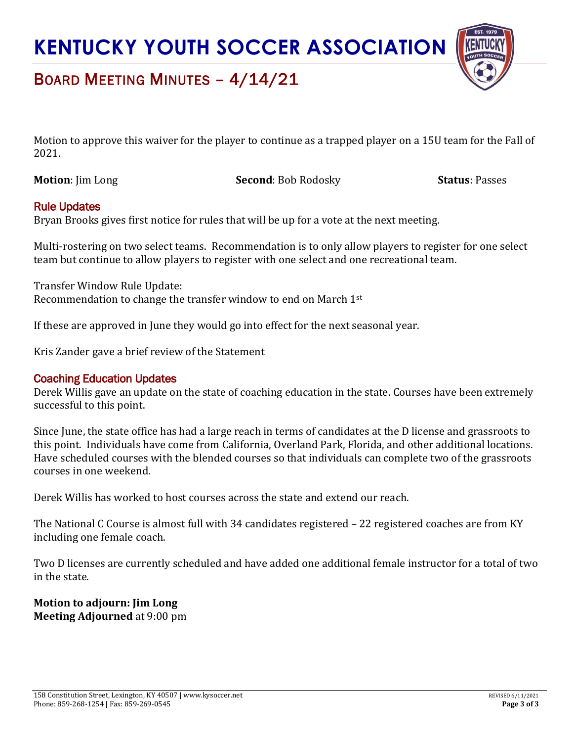# KENTUCKY YOUTH SOCCER ASSOCIATION

## BOARD MEETING MINUTES – 4/14/21

Motion to approve this waiver for the player to continue as a trapped player on a 15U team for the Fall of 2021.

**Motion**: Jim Long **Second**: Bob Rodosky **Status**: Passes

### Rule Updates

Bryan Brooks gives first notice for rules that will be up for a vote at the next meeting.

Multi-rostering on two select teams. Recommendation is to only allow players to register for one select team but continue to allow players to register with one select and one recreational team.

Transfer Window Rule Update:
Recommendation to change the transfer window to end on March 1st

If these are approved in June they would go into effect for the next seasonal year.

Kris Zander gave a brief review of the Statement

### Coaching Education Updates

Derek Willis gave an update on the state of coaching education in the state. Courses have been extremely successful to this point.

Since June, the state office has had a large reach in terms of candidates at the D license and grassroots to this point. Individuals have come from California, Overland Park, Florida, and other additional locations. Have scheduled courses with the blended courses so that individuals can complete two of the grassroots courses in one weekend.

Derek Willis has worked to host courses across the state and extend our reach.

The National C Course is almost full with 34 candidates registered – 22 registered coaches are from KY including one female coach.

Two D licenses are currently scheduled and have added one additional female instructor for a total of two in the state.

**Motion to adjourn: Jim Long**
**Meeting Adjourned** at 9:00 pm